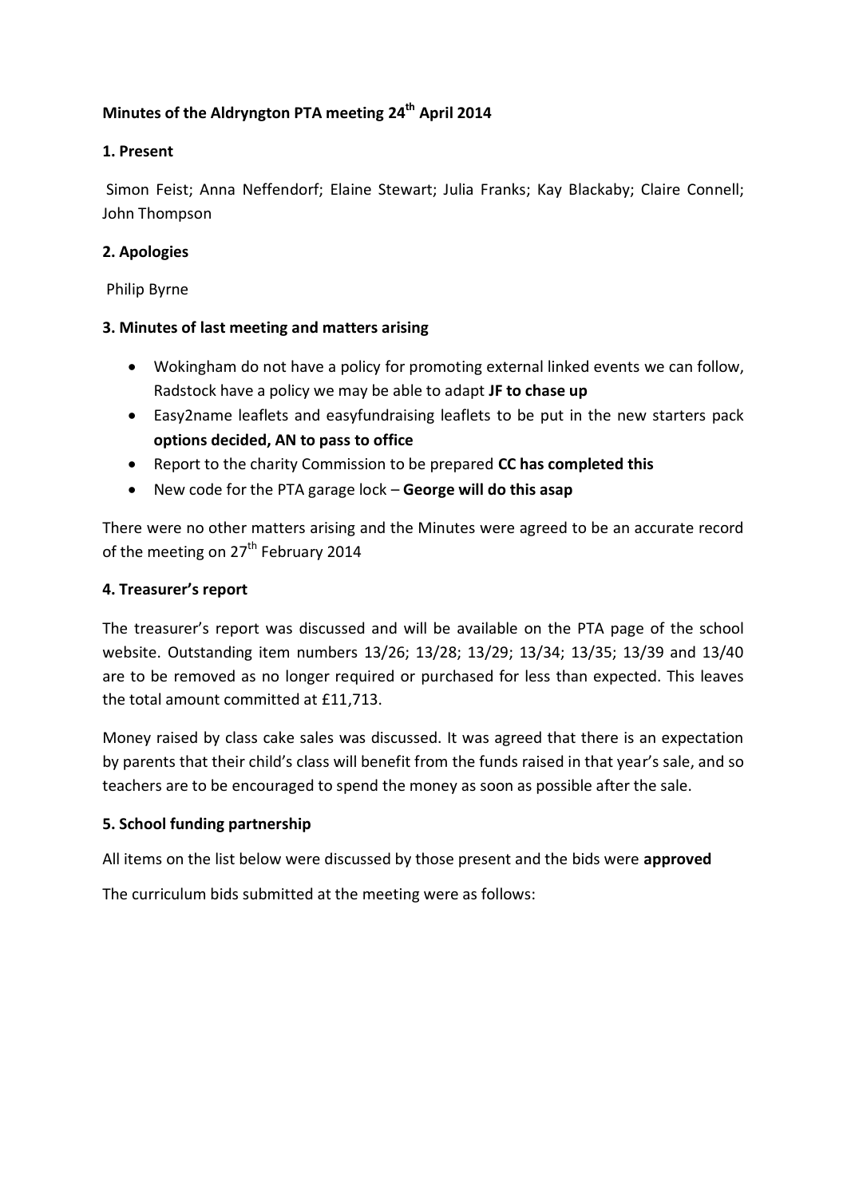**Minutes of the Aldryngton PTA meeting 24th April 2014**

**1. Present**

Simon Feist; Anna Neffendorf; Elaine Stewart; Julia Franks; Kay Blackaby; Claire Connell; John Thompson

**2. Apologies**

Philip Byrne

**3. Minutes of last meeting and matters arising**

- Wokingham do not have a policy for promoting external linked events we can follow, Radstock have a policy we may be able to adapt **JF to chase up**
- Easy2name leaflets and easyfundraising leaflets to be put in the new starters pack **options decided, AN to pass to office**
- Report to the charity Commission to be prepared **CC has completed this**
- New code for the PTA garage lock – **George will do this asap**

There were no other matters arising and the Minutes were agreed to be an accurate record of the meeting on 27th February 2014

**4. Treasurer's report**

The treasurer's report was discussed and will be available on the PTA page of the school website. Outstanding item numbers 13/26; 13/28; 13/29; 13/34; 13/35; 13/39 and 13/40 are to be removed as no longer required or purchased for less than expected. This leaves the total amount committed at £11,713.

Money raised by class cake sales was discussed. It was agreed that there is an expectation by parents that their child's class will benefit from the funds raised in that year's sale, and so teachers are to be encouraged to spend the money as soon as possible after the sale.

**5. School funding partnership**

All items on the list below were discussed by those present and the bids were **approved**

The curriculum bids submitted at the meeting were as follows: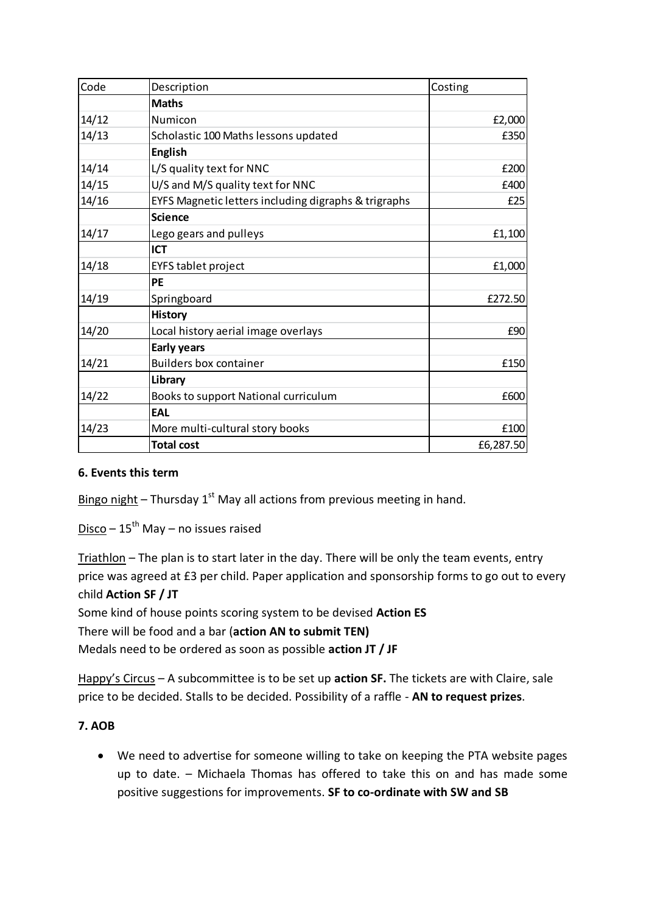| Code | Description | Costing |
|---|---|---|
| | **Maths** | |
| 14/12 | Numicon | £2,000 |
| 14/13 | Scholastic 100 Maths lessons updated | £350 |
| | **English** | |
| 14/14 | L/S quality text for NNC | £200 |
| 14/15 | U/S and M/S quality text for NNC | £400 |
| 14/16 | EYFS Magnetic letters including digraphs & trigraphs | £25 |
| | **Science** | |
| 14/17 | Lego gears and pulleys | £1,100 |
| | **ICT** | |
| 14/18 | EYFS tablet project | £1,000 |
| | **PE** | |
| 14/19 | Springboard | £272.50 |
| | **History** | |
| 14/20 | Local history aerial image overlays | £90 |
| | **Early years** | |
| 14/21 | Builders box container | £150 |
| | **Library** | |
| 14/22 | Books to support National curriculum | £600 |
| | **EAL** | |
| 14/23 | More multi-cultural story books | £100 |
| | **Total cost** | £6,287.50 |

**6. Events this term**

Bingo night – Thursday 1st May all actions from previous meeting in hand.

Disco – 15th May – no issues raised

Triathlon – The plan is to start later in the day. There will be only the team events, entry price was agreed at £3 per child. Paper application and sponsorship forms to go out to every child **Action SF / JT**
Some kind of house points scoring system to be devised **Action ES**
There will be food and a bar (**action AN to submit TEN)**
Medals need to be ordered as soon as possible **action JT / JF**

Happy's Circus – A subcommittee is to be set up **action SF.** The tickets are with Claire, sale price to be decided. Stalls to be decided. Possibility of a raffle - **AN to request prizes**.

**7. AOB**

- We need to advertise for someone willing to take on keeping the PTA website pages up to date. – Michaela Thomas has offered to take this on and has made some positive suggestions for improvements. **SF to co-ordinate with SW and SB**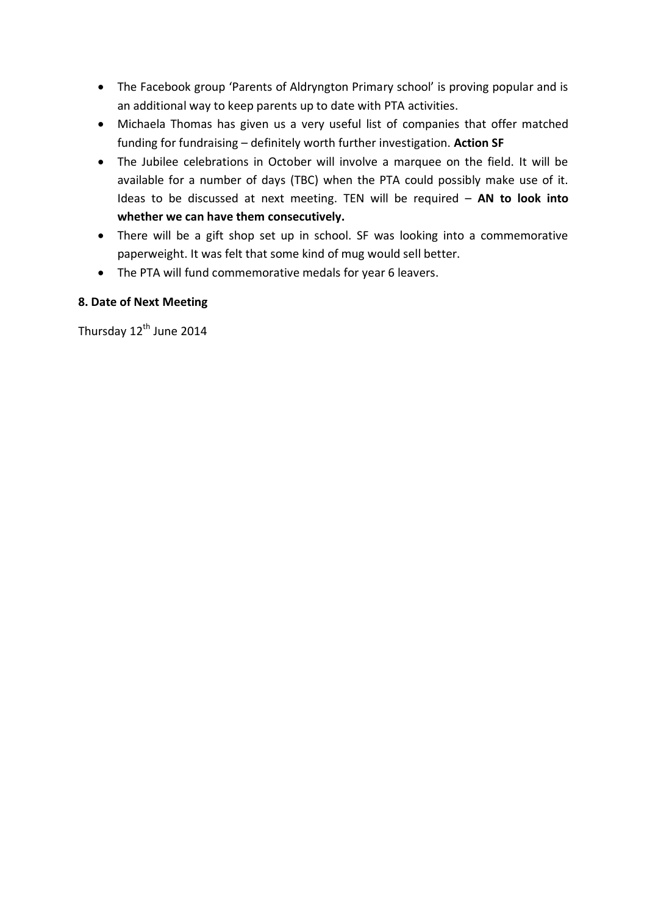- The Facebook group 'Parents of Aldryngton Primary school' is proving popular and is an additional way to keep parents up to date with PTA activities.
- Michaela Thomas has given us a very useful list of companies that offer matched funding for fundraising – definitely worth further investigation. **Action SF**
- The Jubilee celebrations in October will involve a marquee on the field. It will be available for a number of days (TBC) when the PTA could possibly make use of it. Ideas to be discussed at next meeting. TEN will be required – **AN to look into whether we can have them consecutively.**
- There will be a gift shop set up in school. SF was looking into a commemorative paperweight. It was felt that some kind of mug would sell better.
- The PTA will fund commemorative medals for year 6 leavers.

**8. Date of Next Meeting**

Thursday 12th June 2014